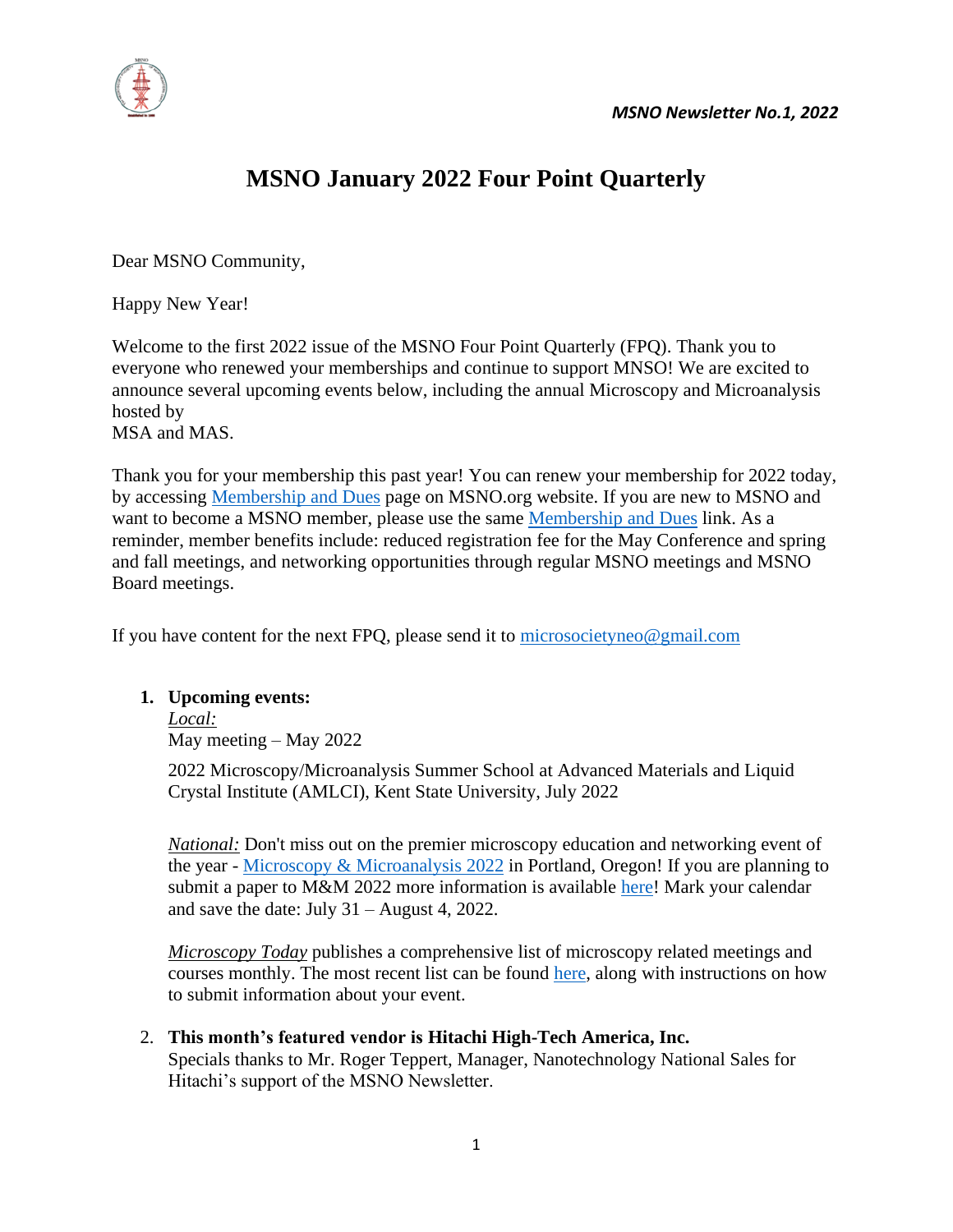# MSNO January 2022 Four Point Quarterly

Dear MSNO Community,

Happy New Year!

Welcome to the first 2022 issue of the MSNO Four Point Quarterly (FPQ). Thank you to everyone who renewed your memberships and continue to support MNSO! We are excited to announce several upcoming events below, including the annual Microscopy and Microanalysis hosted by MSA and MAS.

Thank you for your membership this past year! You can renew your membership for 2022 today, by accessing Membership and Dues page on MSNO.org website. If you are new to MSNO and want to become a MSNO member, please use the same Membership and Dues link. As a reminder, member benefits include: reduced registration fee for the May Conference and spring and fall meetings, and networking opportunities through regular MSNO meetings and MSNO Board meetings.

If you have content for the next FPQ, please send it to microsocietyneo@gmail.com

1. **Upcoming events:**

   *Local:*
   May meeting – May 2022

   2022 Microscopy/Microanalysis Summer School at Advanced Materials and Liquid Crystal Institute (AMLCI), Kent State University, July 2022

   *National:* Don't miss out on the premier microscopy education and networking event of the year - Microscopy & Microanalysis 2022 in Portland, Oregon! If you are planning to submit a paper to M&M 2022 more information is available here! Mark your calendar and save the date: July 31 – August 4, 2022.

   *Microscopy Today* publishes a comprehensive list of microscopy related meetings and courses monthly. The most recent list can be found here, along with instructions on how to submit information about your event.

2. **This month's featured vendor is Hitachi High-Tech America, Inc.**
   Specials thanks to Mr. Roger Teppert, Manager, Nanotechnology National Sales for Hitachi's support of the MSNO Newsletter.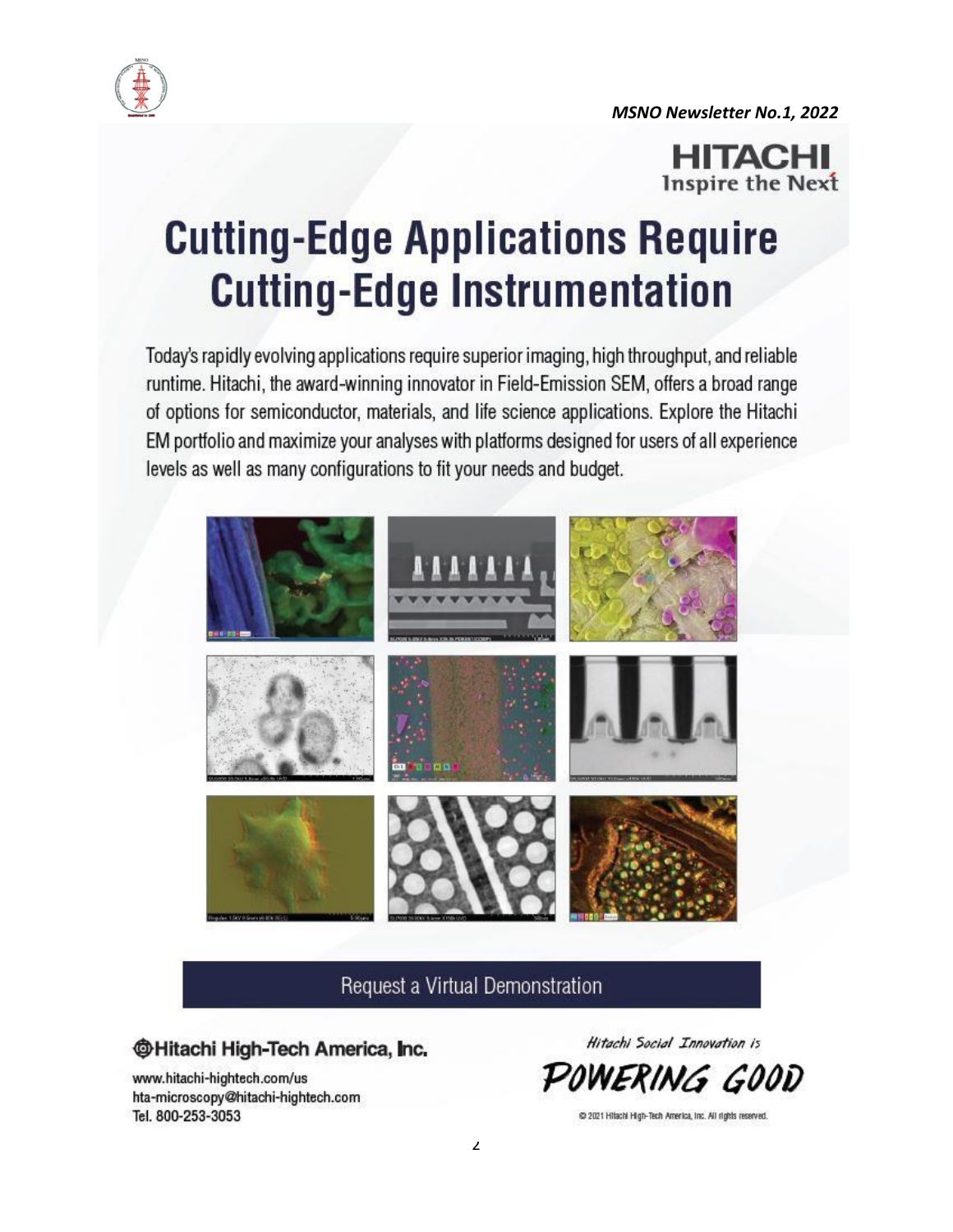# Cutting-Edge Applications Require Cutting-Edge Instrumentation

HITACHI
Inspire the Next

Today's rapidly evolving applications require superior imaging, high throughput, and reliable runtime. Hitachi, the award-winning innovator in Field-Emission SEM, offers a broad range of options for semiconductor, materials, and life science applications. Explore the Hitachi EM portfolio and maximize your analyses with platforms designed for users of all experience levels as well as many configurations to fit your needs and budget.

Request a Virtual Demonstration

**Hitachi High-Tech America, Inc.**

www.hitachi-hightech.com/us
hta-microscopy@hitachi-hightech.com
Tel. 800-253-3053

*Hitachi Social Innovation is*
POWERING GOOD

© 2021 Hitachi High-Tech America, Inc. All rights reserved.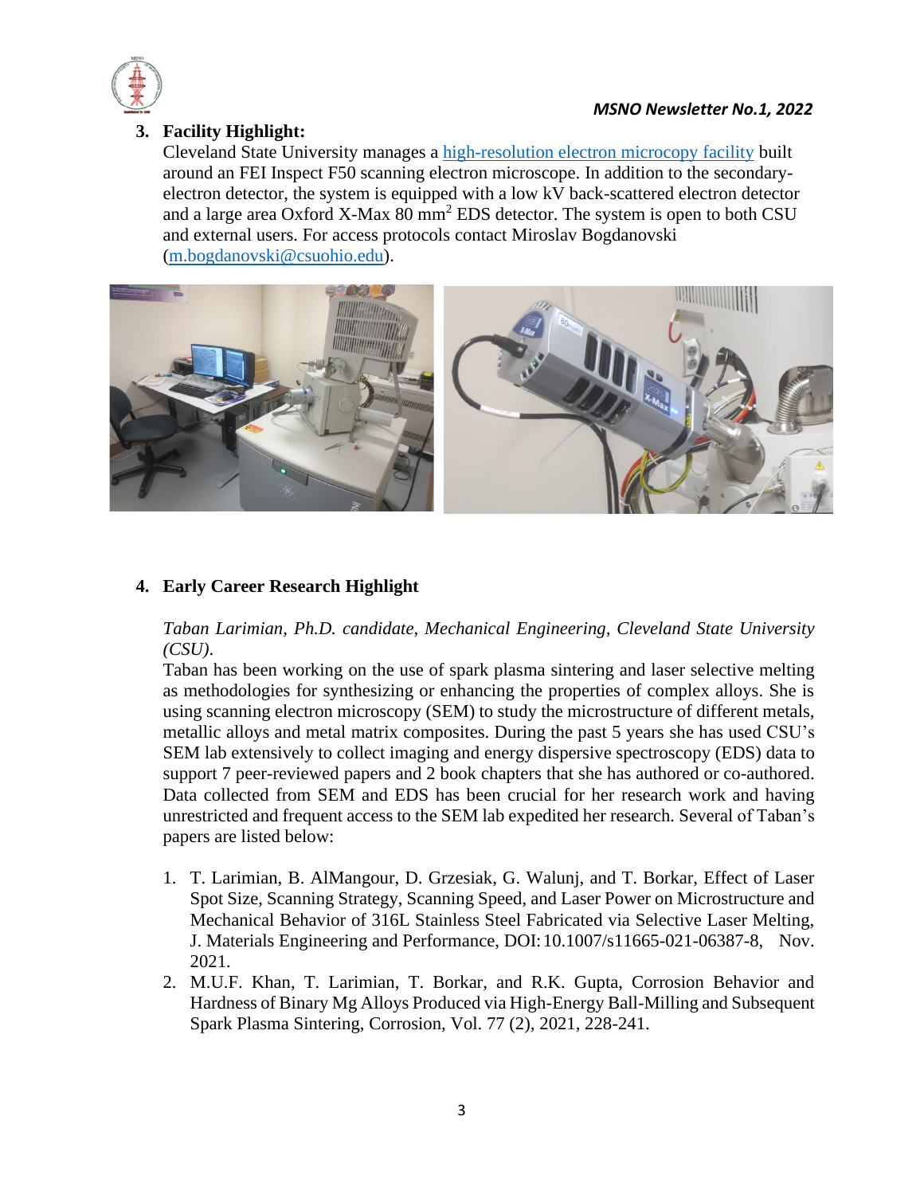3. **Facility Highlight:**
   Cleveland State University manages a high-resolution electron microcopy facility built around an FEI Inspect F50 scanning electron microscope. In addition to the secondary-electron detector, the system is equipped with a low kV back-scattered electron detector and a large area Oxford X-Max 80 $mm^2$ EDS detector. The system is open to both CSU and external users. For access protocols contact Miroslav Bogdanovski (m.bogdanovski@csuohio.edu).

4. **Early Career Research Highlight**

   *Taban Larimian, Ph.D. candidate, Mechanical Engineering, Cleveland State University (CSU).*
   Taban has been working on the use of spark plasma sintering and laser selective melting as methodologies for synthesizing or enhancing the properties of complex alloys. She is using scanning electron microscopy (SEM) to study the microstructure of different metals, metallic alloys and metal matrix composites. During the past 5 years she has used CSU's SEM lab extensively to collect imaging and energy dispersive spectroscopy (EDS) data to support 7 peer-reviewed papers and 2 book chapters that she has authored or co-authored. Data collected from SEM and EDS has been crucial for her research work and having unrestricted and frequent access to the SEM lab expedited her research. Several of Taban's papers are listed below:

   1. T. Larimian, B. AlMangour, D. Grzesiak, G. Walunj, and T. Borkar, Effect of Laser Spot Size, Scanning Strategy, Scanning Speed, and Laser Power on Microstructure and Mechanical Behavior of 316L Stainless Steel Fabricated via Selective Laser Melting, J. Materials Engineering and Performance, DOI:10.1007/s11665-021-06387-8, Nov. 2021.
   2. M.U.F. Khan, T. Larimian, T. Borkar, and R.K. Gupta, Corrosion Behavior and Hardness of Binary Mg Alloys Produced via High-Energy Ball-Milling and Subsequent Spark Plasma Sintering, Corrosion, Vol. 77 (2), 2021, 228-241.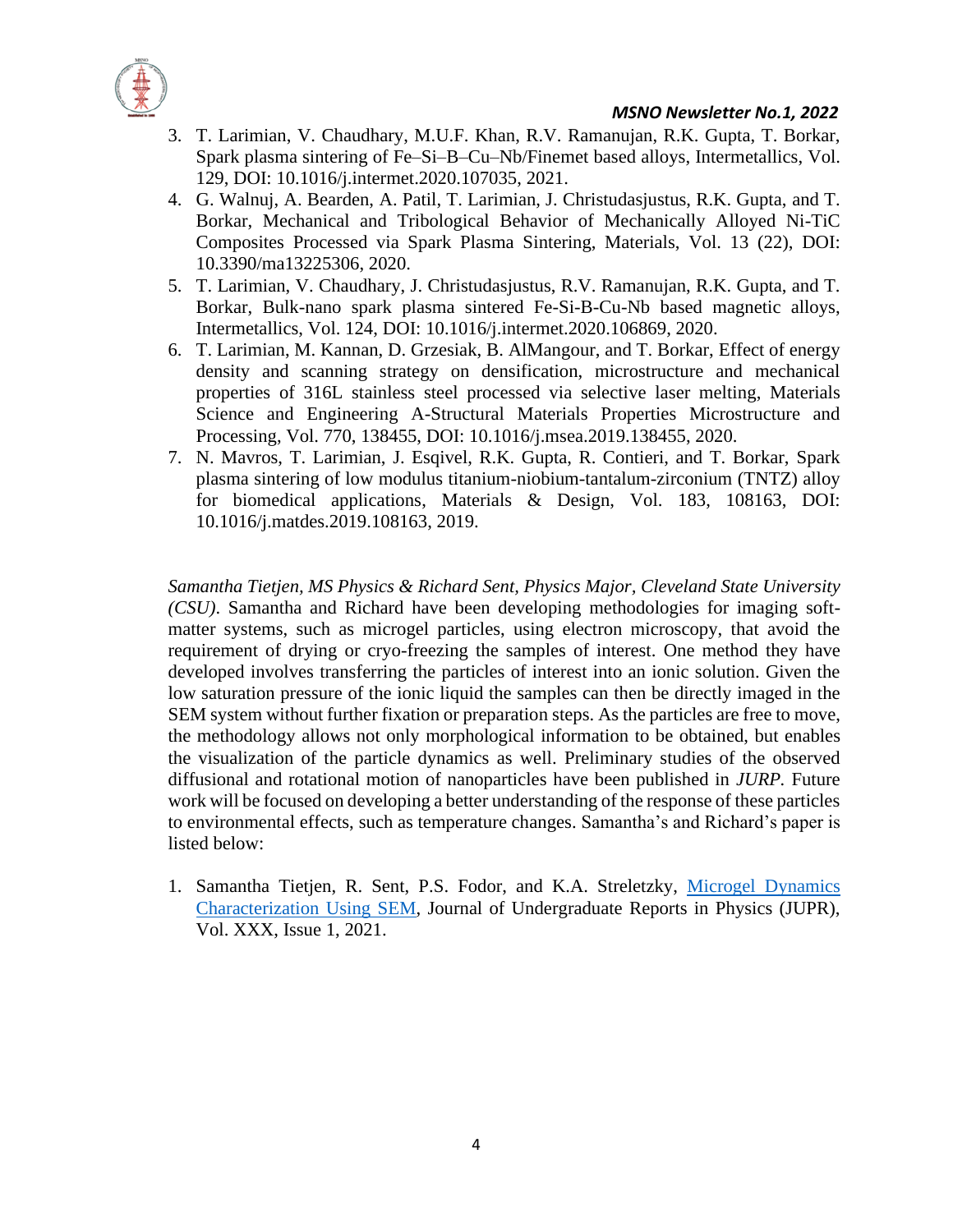3. T. Larimian, V. Chaudhary, M.U.F. Khan, R.V. Ramanujan, R.K. Gupta, T. Borkar, Spark plasma sintering of Fe–Si–B–Cu–Nb/Finemet based alloys, Intermetallics, Vol. 129, DOI: 10.1016/j.intermet.2020.107035, 2021.
4. G. Walnuj, A. Bearden, A. Patil, T. Larimian, J. Christudasjustus, R.K. Gupta, and T. Borkar, Mechanical and Tribological Behavior of Mechanically Alloyed Ni-TiC Composites Processed via Spark Plasma Sintering, Materials, Vol. 13 (22), DOI: 10.3390/ma13225306, 2020.
5. T. Larimian, V. Chaudhary, J. Christudasjustus, R.V. Ramanujan, R.K. Gupta, and T. Borkar, Bulk-nano spark plasma sintered Fe-Si-B-Cu-Nb based magnetic alloys, Intermetallics, Vol. 124, DOI: 10.1016/j.intermet.2020.106869, 2020.
6. T. Larimian, M. Kannan, D. Grzesiak, B. AlMangour, and T. Borkar, Effect of energy density and scanning strategy on densification, microstructure and mechanical properties of 316L stainless steel processed via selective laser melting, Materials Science and Engineering A-Structural Materials Properties Microstructure and Processing, Vol. 770, 138455, DOI: 10.1016/j.msea.2019.138455, 2020.
7. N. Mavros, T. Larimian, J. Esqivel, R.K. Gupta, R. Contieri, and T. Borkar, Spark plasma sintering of low modulus titanium-niobium-tantalum-zirconium (TNTZ) alloy for biomedical applications, Materials & Design, Vol. 183, 108163, DOI: 10.1016/j.matdes.2019.108163, 2019.

*Samantha Tietjen, MS Physics & Richard Sent, Physics Major, Cleveland State University (CSU)*. Samantha and Richard have been developing methodologies for imaging soft-matter systems, such as microgel particles, using electron microscopy, that avoid the requirement of drying or cryo-freezing the samples of interest. One method they have developed involves transferring the particles of interest into an ionic solution. Given the low saturation pressure of the ionic liquid the samples can then be directly imaged in the SEM system without further fixation or preparation steps. As the particles are free to move, the methodology allows not only morphological information to be obtained, but enables the visualization of the particle dynamics as well. Preliminary studies of the observed diffusional and rotational motion of nanoparticles have been published in *JURP*. Future work will be focused on developing a better understanding of the response of these particles to environmental effects, such as temperature changes. Samantha's and Richard's paper is listed below:

1. Samantha Tietjen, R. Sent, P.S. Fodor, and K.A. Streletzky, Microgel Dynamics Characterization Using SEM, Journal of Undergraduate Reports in Physics (JUPR), Vol. XXX, Issue 1, 2021.